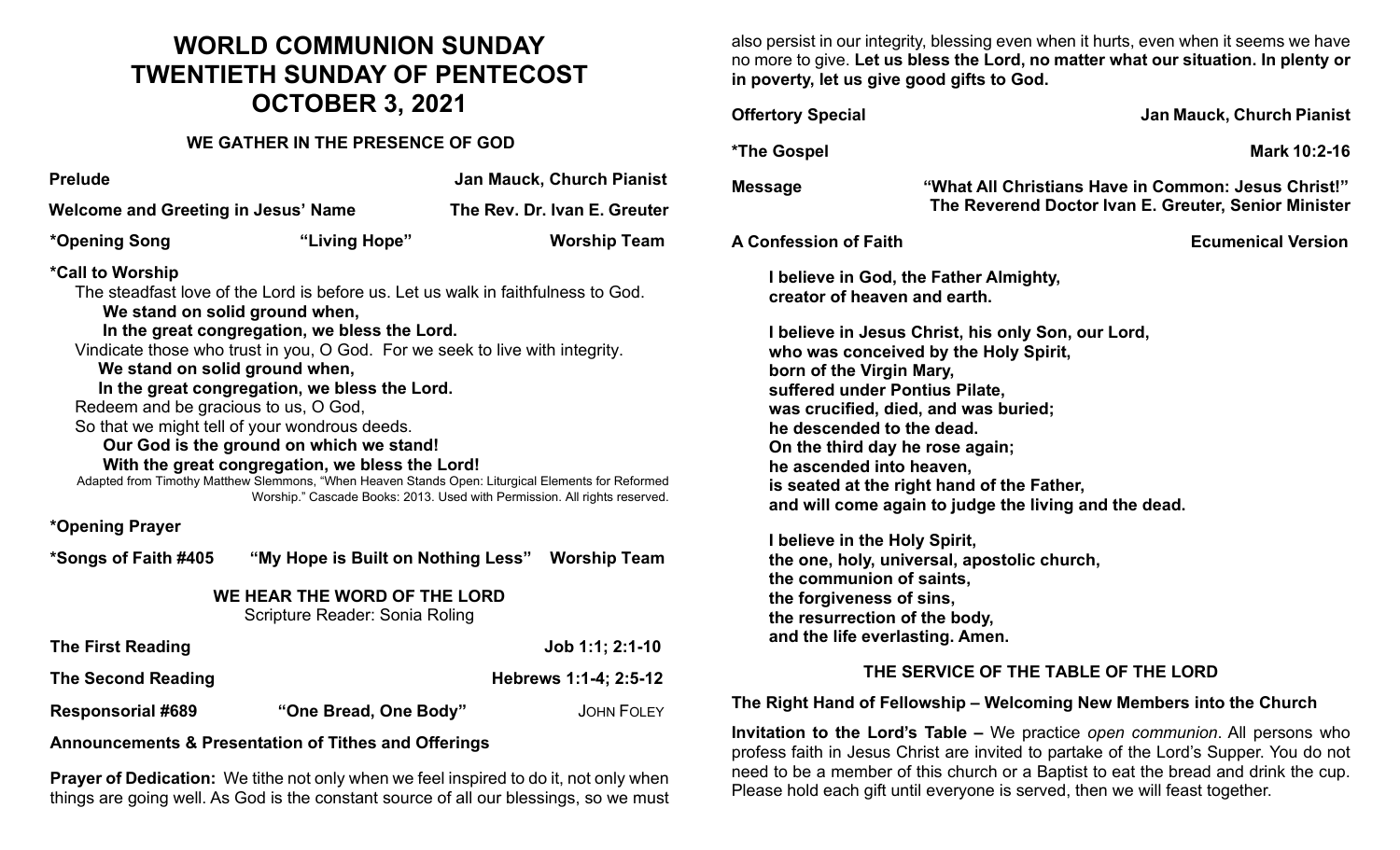# WORLD COMMUNION SUNDAY
# TWENTIETH SUNDAY OF PENTECOST
# OCTOBER 3, 2021

### WE GATHER IN THE PRESENCE OF GOD

**Prelude** — **Jan Mauck, Church Pianist**

**Welcome and Greeting in Jesus' Name** — **The Rev. Dr. Ivan E. Greuter**

**\*Opening Song** — **"Living Hope"** — **Worship Team**

**\*Call to Worship**

The steadfast love of the Lord is before us. Let us walk in faithfulness to God.
**We stand on solid ground when,**
**In the great congregation, we bless the Lord.**
Vindicate those who trust in you, O God. For we seek to live with integrity.
**We stand on solid ground when,**
**In the great congregation, we bless the Lord.**
Redeem and be gracious to us, O God,
So that we might tell of your wondrous deeds.
**Our God is the ground on which we stand!**
**With the great congregation, we bless the Lord!**

Adapted from Timothy Matthew Slemmons, "When Heaven Stands Open: Liturgical Elements for Reformed Worship." Cascade Books: 2013. Used with Permission. All rights reserved.

**\*Opening Prayer**

**\*Songs of Faith #405** — **"My Hope is Built on Nothing Less"** — **Worship Team**

### WE HEAR THE WORD OF THE LORD

Scripture Reader: Sonia Roling

**The First Reading** — **Job 1:1; 2:1-10**

**The Second Reading** — **Hebrews 1:1-4; 2:5-12**

**Responsorial #689** — **"One Bread, One Body"** — JOHN FOLEY

**Announcements & Presentation of Tithes and Offerings**

**Prayer of Dedication:** We tithe not only when we feel inspired to do it, not only when things are going well. As God is the constant source of all our blessings, so we must also persist in our integrity, blessing even when it hurts, even when it seems we have no more to give. **Let us bless the Lord, no matter what our situation. In plenty or in poverty, let us give good gifts to God.**

**Offertory Special** — **Jan Mauck, Church Pianist**

**\*The Gospel** — **Mark 10:2-16**

**Message** — **"What All Christians Have in Common: Jesus Christ!"**
**The Reverend Doctor Ivan E. Greuter, Senior Minister**

**A Confession of Faith** — **Ecumenical Version**

**I believe in God, the Father Almighty,**
**creator of heaven and earth.**

**I believe in Jesus Christ, his only Son, our Lord,**
**who was conceived by the Holy Spirit,**
**born of the Virgin Mary,**
**suffered under Pontius Pilate,**
**was crucified, died, and was buried;**
**he descended to the dead.**
**On the third day he rose again;**
**he ascended into heaven,**
**is seated at the right hand of the Father,**
**and will come again to judge the living and the dead.**

**I believe in the Holy Spirit,**
**the one, holy, universal, apostolic church,**
**the communion of saints,**
**the forgiveness of sins,**
**the resurrection of the body,**
**and the life everlasting. Amen.**

### THE SERVICE OF THE TABLE OF THE LORD

**The Right Hand of Fellowship – Welcoming New Members into the Church**

**Invitation to the Lord's Table –** We practice *open communion*. All persons who profess faith in Jesus Christ are invited to partake of the Lord's Supper. You do not need to be a member of this church or a Baptist to eat the bread and drink the cup. Please hold each gift until everyone is served, then we will feast together.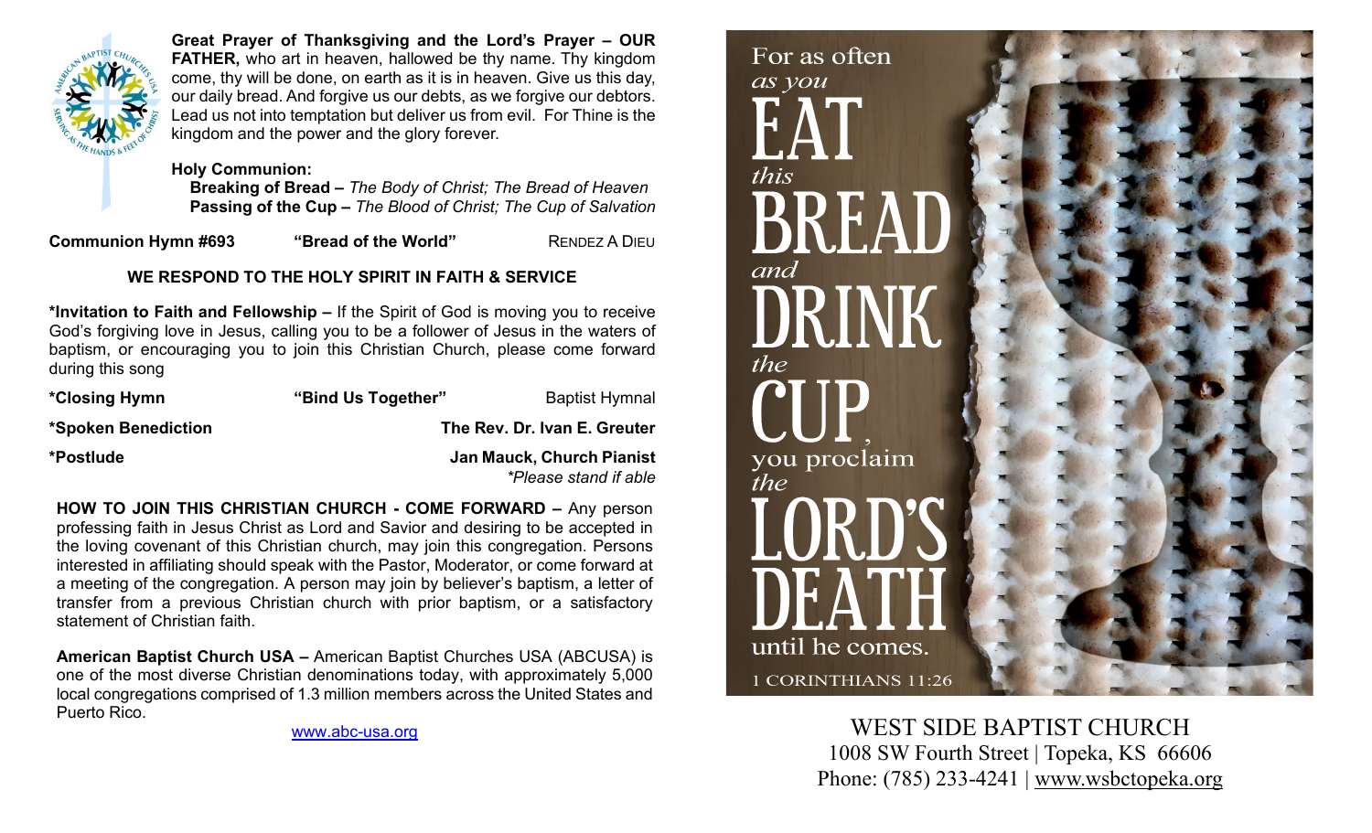**Great Prayer of Thanksgiving and the Lord's Prayer – OUR FATHER,** who art in heaven, hallowed be thy name. Thy kingdom come, thy will be done, on earth as it is in heaven. Give us this day, our daily bread. And forgive us our debts, as we forgive our debtors. Lead us not into temptation but deliver us from evil. For Thine is the kingdom and the power and the glory forever.

**Holy Communion:**

**Breaking of Bread –** *The Body of Christ; The Bread of Heaven*

**Passing of the Cup –** *The Blood of Christ; The Cup of Salvation*

**Communion Hymn #693** **"Bread of the World"** RENDEZ A DIEU

## WE RESPOND TO THE HOLY SPIRIT IN FAITH & SERVICE

**\*Invitation to Faith and Fellowship –** If the Spirit of God is moving you to receive God's forgiving love in Jesus, calling you to be a follower of Jesus in the waters of baptism, or encouraging you to join this Christian Church, please come forward during this song

**\*Closing Hymn** **"Bind Us Together"** Baptist Hymnal

**\*Spoken Benediction** **The Rev. Dr. Ivan E. Greuter**

**\*Postlude** **Jan Mauck, Church Pianist**

*\*Please stand if able*

**HOW TO JOIN THIS CHRISTIAN CHURCH - COME FORWARD –** Any person professing faith in Jesus Christ as Lord and Savior and desiring to be accepted in the loving covenant of this Christian church, may join this congregation. Persons interested in affiliating should speak with the Pastor, Moderator, or come forward at a meeting of the congregation. A person may join by believer's baptism, a letter of transfer from a previous Christian church with prior baptism, or a satisfactory statement of Christian faith.

**American Baptist Church USA –** American Baptist Churches USA (ABCUSA) is one of the most diverse Christian denominations today, with approximately 5,000 local congregations comprised of 1.3 million members across the United States and Puerto Rico.

www.abc-usa.org

For as often as you EAT this BREAD and DRINK the CUP, you proclaim the LORD'S DEATH until he comes.

1 CORINTHIANS 11:26

WEST SIDE BAPTIST CHURCH
1008 SW Fourth Street | Topeka, KS 66606
Phone: (785) 233-4241 | www.wsbctopeka.org